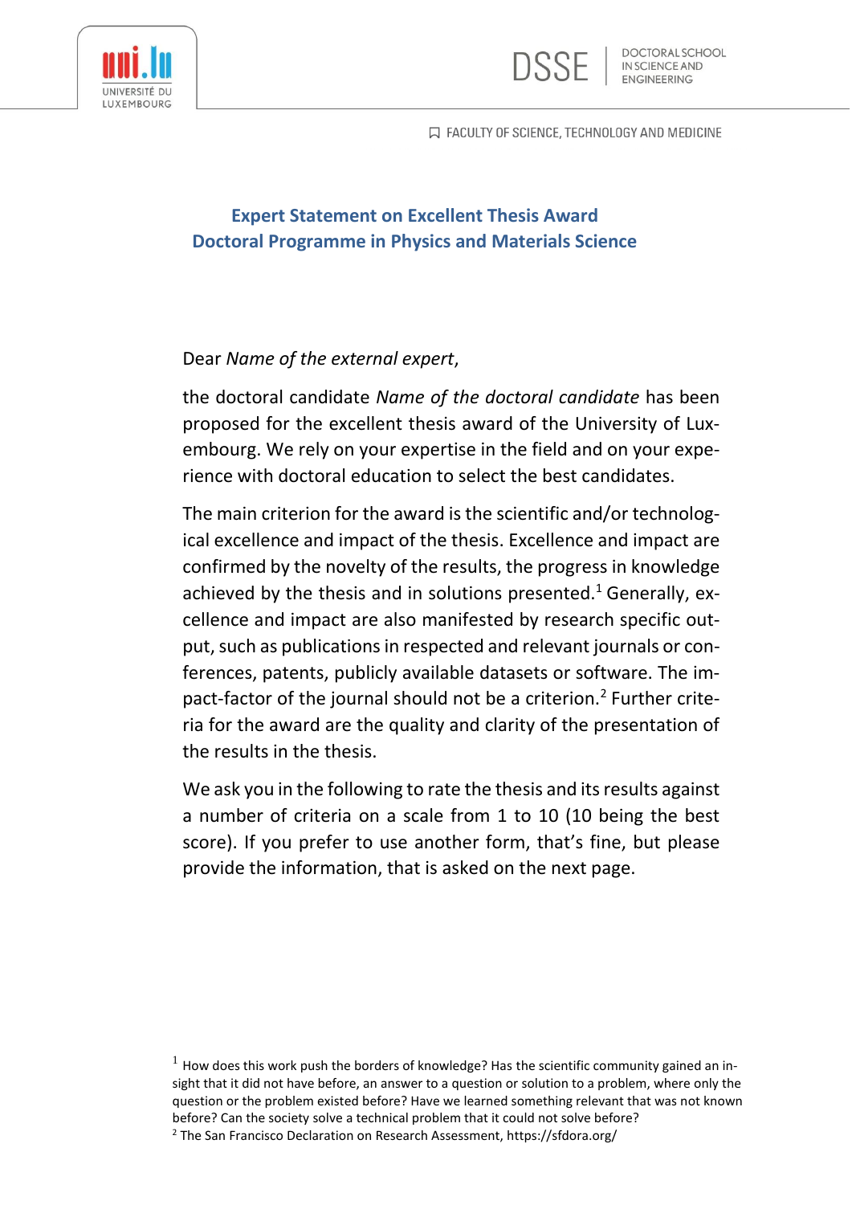UNIVERSITÉ DU LUXEMBOURG

DSSE | DOCTORAL SCHOOL IN SCIENCE AND ENGINEERING

FACULTY OF SCIENCE, TECHNOLOGY AND MEDICINE

## Expert Statement on Excellent Thesis Award
## Doctoral Programme in Physics and Materials Science

Dear *Name of the external expert*,

the doctoral candidate *Name of the doctoral candidate* has been proposed for the excellent thesis award of the University of Luxembourg. We rely on your expertise in the field and on your experience with doctoral education to select the best candidates.

The main criterion for the award is the scientific and/or technological excellence and impact of the thesis. Excellence and impact are confirmed by the novelty of the results, the progress in knowledge achieved by the thesis and in solutions presented.[1] Generally, excellence and impact are also manifested by research specific output, such as publications in respected and relevant journals or conferences, patents, publicly available datasets or software. The impact-factor of the journal should not be a criterion.[2] Further criteria for the award are the quality and clarity of the presentation of the results in the thesis.

We ask you in the following to rate the thesis and its results against a number of criteria on a scale from 1 to 10 (10 being the best score). If you prefer to use another form, that's fine, but please provide the information, that is asked on the next page.

[1] How does this work push the borders of knowledge? Has the scientific community gained an insight that it did not have before, an answer to a question or solution to a problem, where only the question or the problem existed before? Have we learned something relevant that was not known before? Can the society solve a technical problem that it could not solve before?

[2] The San Francisco Declaration on Research Assessment, https://sfdora.org/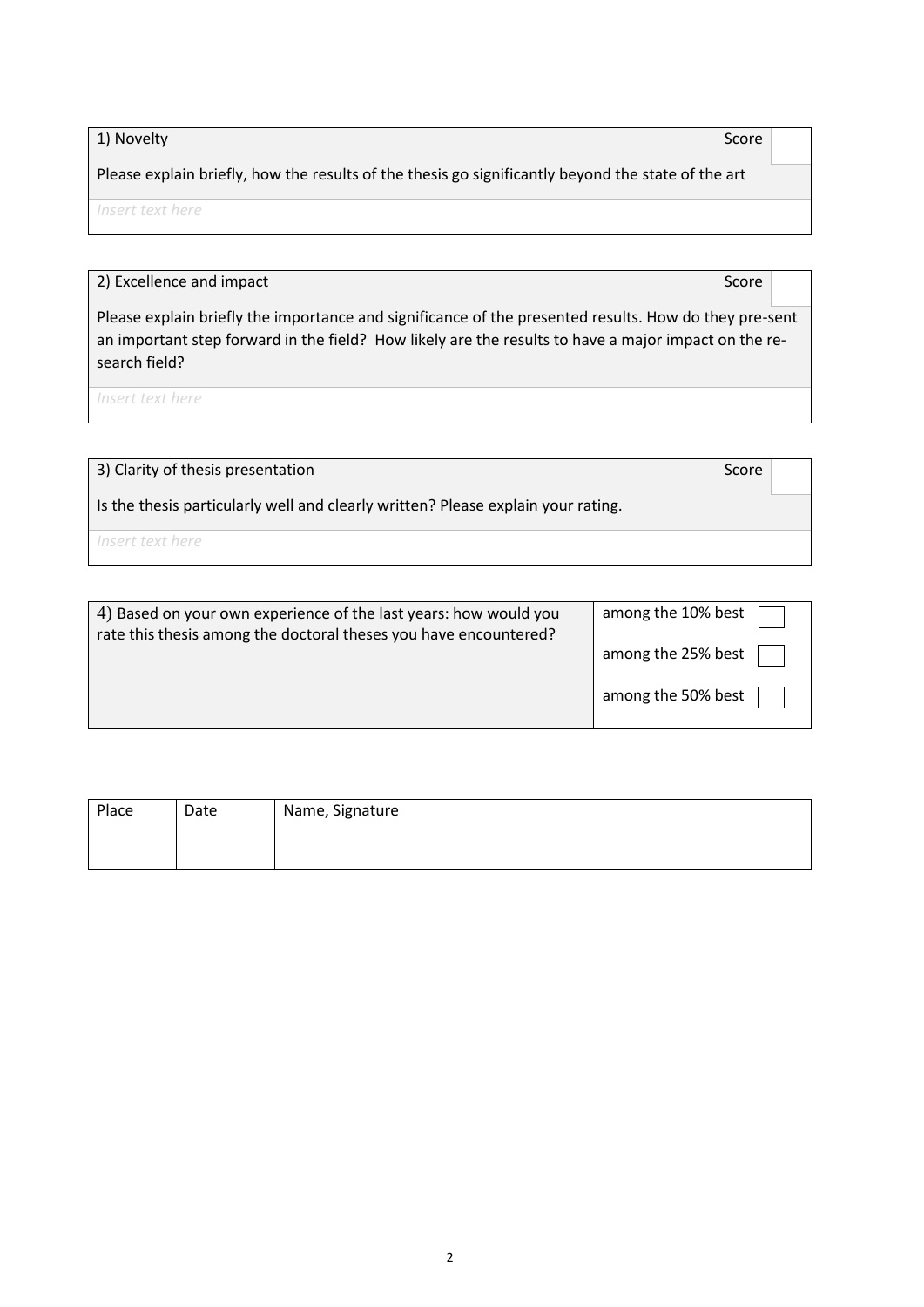| 1) Novelty | Score | |
|---|---|---|
| Please explain briefly, how the results of the thesis go significantly beyond the state of the art | | |
| *Insert text here* | | |

| 2) Excellence and impact | Score | |
|---|---|---|
| Please explain briefly the importance and significance of the presented results. How do they pre-sent an important step forward in the field? How likely are the results to have a major impact on the re-search field? | | |
| *Insert text here* | | |

| 3) Clarity of thesis presentation | Score | |
|---|---|---|
| Is the thesis particularly well and clearly written? Please explain your rating. | | |
| *Insert text here* | | |

| | |
|---|---|
| 4) Based on your own experience of the last years: how would you rate this thesis among the doctoral theses you have encountered? | among the 10% best ☐ |
| | among the 25% best ☐ |
| | among the 50% best ☐ |

| Place | Date | Name, Signature |
|---|---|---|
| | | |